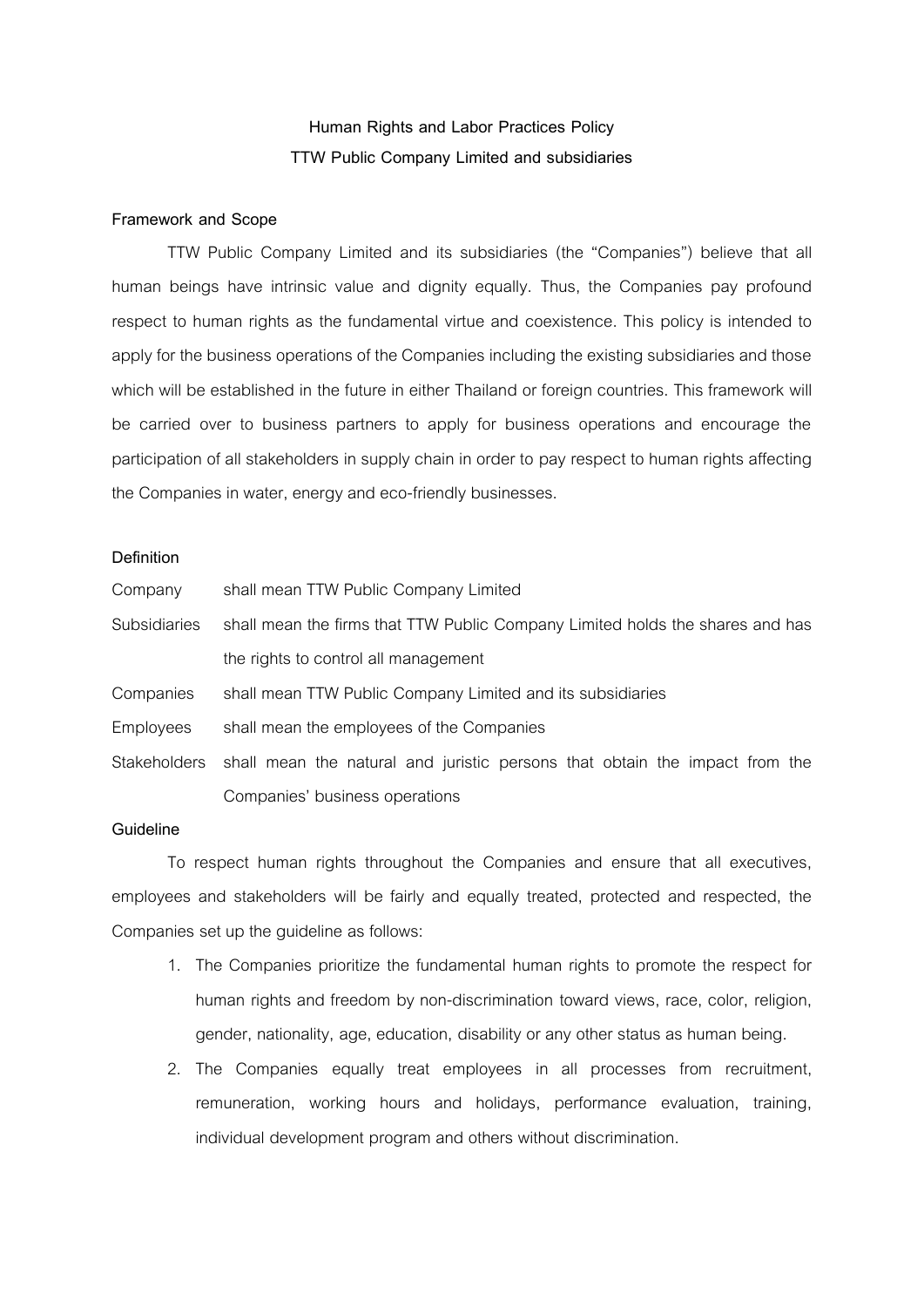# Human Rights and Labor Practices Policy
# TTW Public Company Limited and subsidiaries

## Framework and Scope

TTW Public Company Limited and its subsidiaries (the "Companies") believe that all human beings have intrinsic value and dignity equally. Thus, the Companies pay profound respect to human rights as the fundamental virtue and coexistence. This policy is intended to apply for the business operations of the Companies including the existing subsidiaries and those which will be established in the future in either Thailand or foreign countries. This framework will be carried over to business partners to apply for business operations and encourage the participation of all stakeholders in supply chain in order to pay respect to human rights affecting the Companies in water, energy and eco-friendly businesses.

## Definition

| | |
|---|---|
| Company | shall mean TTW Public Company Limited |
| Subsidiaries | shall mean the firms that TTW Public Company Limited holds the shares and has the rights to control all management |
| Companies | shall mean TTW Public Company Limited and its subsidiaries |
| Employees | shall mean the employees of the Companies |
| Stakeholders | shall mean the natural and juristic persons that obtain the impact from the Companies' business operations |

## Guideline

To respect human rights throughout the Companies and ensure that all executives, employees and stakeholders will be fairly and equally treated, protected and respected, the Companies set up the guideline as follows:

1. The Companies prioritize the fundamental human rights to promote the respect for human rights and freedom by non-discrimination toward views, race, color, religion, gender, nationality, age, education, disability or any other status as human being.
2. The Companies equally treat employees in all processes from recruitment, remuneration, working hours and holidays, performance evaluation, training, individual development program and others without discrimination.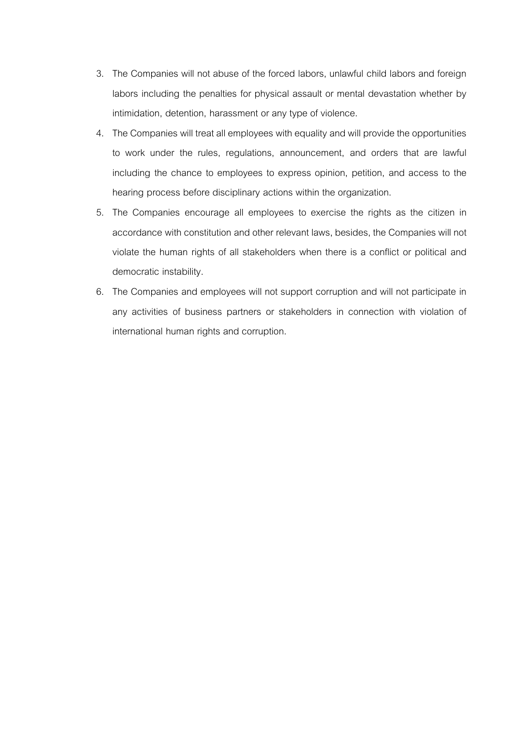3. The Companies will not abuse of the forced labors, unlawful child labors and foreign labors including the penalties for physical assault or mental devastation whether by intimidation, detention, harassment or any type of violence.
4. The Companies will treat all employees with equality and will provide the opportunities to work under the rules, regulations, announcement, and orders that are lawful including the chance to employees to express opinion, petition, and access to the hearing process before disciplinary actions within the organization.
5. The Companies encourage all employees to exercise the rights as the citizen in accordance with constitution and other relevant laws, besides, the Companies will not violate the human rights of all stakeholders when there is a conflict or political and democratic instability.
6. The Companies and employees will not support corruption and will not participate in any activities of business partners or stakeholders in connection with violation of international human rights and corruption.